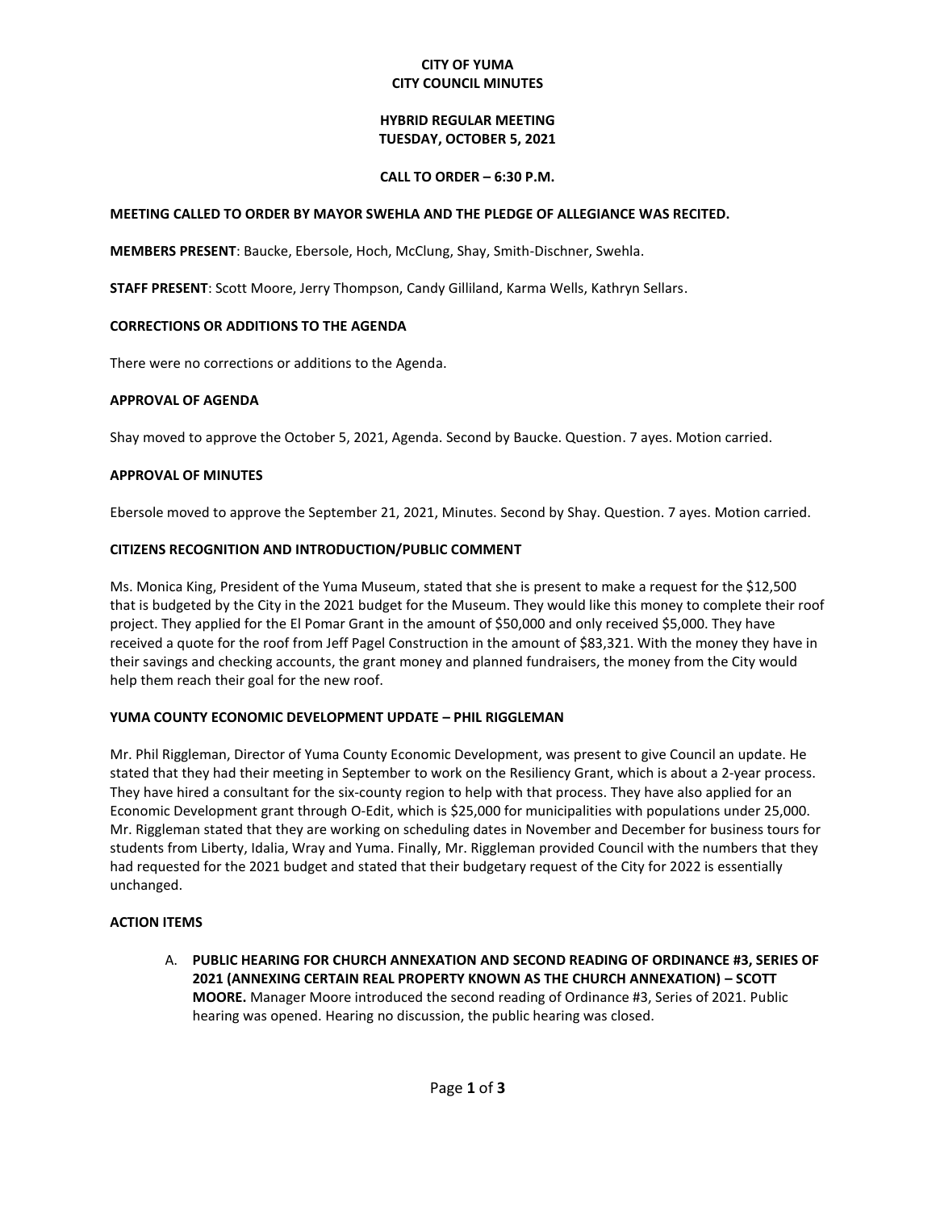**CITY OF YUMA**
**CITY COUNCIL MINUTES**

**HYBRID REGULAR MEETING**
**TUESDAY, OCTOBER 5, 2021**

**CALL TO ORDER – 6:30 P.M.**

**MEETING CALLED TO ORDER BY MAYOR SWEHLA AND THE PLEDGE OF ALLEGIANCE WAS RECITED.**

**MEMBERS PRESENT**: Baucke, Ebersole, Hoch, McClung, Shay, Smith-Dischner, Swehla.

**STAFF PRESENT**: Scott Moore, Jerry Thompson, Candy Gilliland, Karma Wells, Kathryn Sellars.

**CORRECTIONS OR ADDITIONS TO THE AGENDA**

There were no corrections or additions to the Agenda.

**APPROVAL OF AGENDA**

Shay moved to approve the October 5, 2021, Agenda. Second by Baucke. Question. 7 ayes. Motion carried.

**APPROVAL OF MINUTES**

Ebersole moved to approve the September 21, 2021, Minutes. Second by Shay. Question. 7 ayes. Motion carried.

**CITIZENS RECOGNITION AND INTRODUCTION/PUBLIC COMMENT**

Ms. Monica King, President of the Yuma Museum, stated that she is present to make a request for the $12,500 that is budgeted by the City in the 2021 budget for the Museum. They would like this money to complete their roof project. They applied for the El Pomar Grant in the amount of $50,000 and only received $5,000. They have received a quote for the roof from Jeff Pagel Construction in the amount of $83,321. With the money they have in their savings and checking accounts, the grant money and planned fundraisers, the money from the City would help them reach their goal for the new roof.

**YUMA COUNTY ECONOMIC DEVELOPMENT UPDATE – PHIL RIGGLEMAN**

Mr. Phil Riggleman, Director of Yuma County Economic Development, was present to give Council an update. He stated that they had their meeting in September to work on the Resiliency Grant, which is about a 2-year process. They have hired a consultant for the six-county region to help with that process. They have also applied for an Economic Development grant through O-Edit, which is $25,000 for municipalities with populations under 25,000. Mr. Riggleman stated that they are working on scheduling dates in November and December for business tours for students from Liberty, Idalia, Wray and Yuma. Finally, Mr. Riggleman provided Council with the numbers that they had requested for the 2021 budget and stated that their budgetary request of the City for 2022 is essentially unchanged.

**ACTION ITEMS**

A. **PUBLIC HEARING FOR CHURCH ANNEXATION AND SECOND READING OF ORDINANCE #3, SERIES OF 2021 (ANNEXING CERTAIN REAL PROPERTY KNOWN AS THE CHURCH ANNEXATION) – SCOTT MOORE.** Manager Moore introduced the second reading of Ordinance #3, Series of 2021. Public hearing was opened. Hearing no discussion, the public hearing was closed.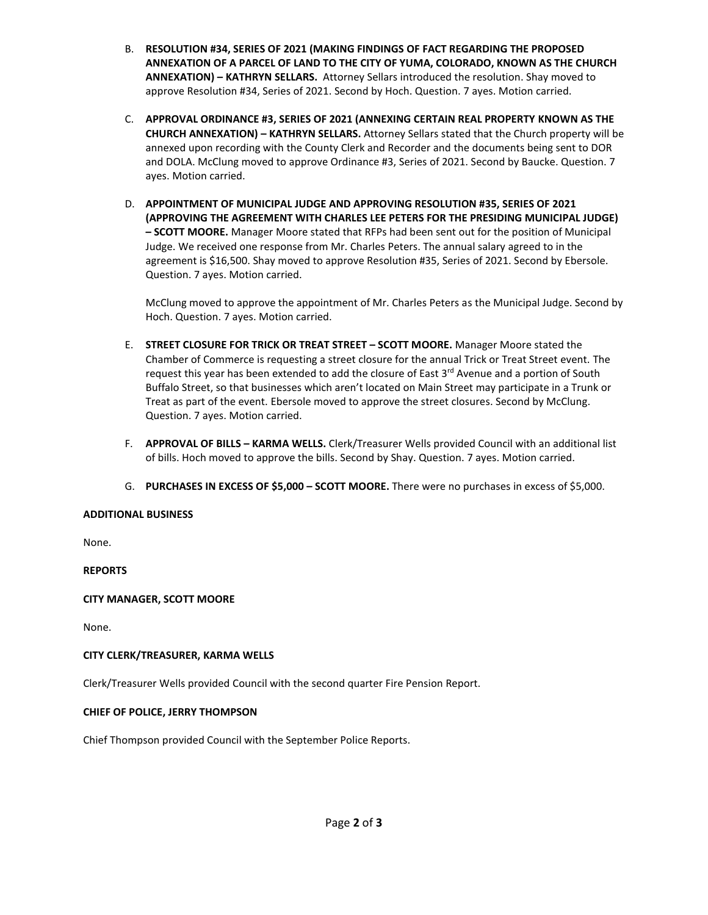B. **RESOLUTION #34, SERIES OF 2021 (MAKING FINDINGS OF FACT REGARDING THE PROPOSED ANNEXATION OF A PARCEL OF LAND TO THE CITY OF YUMA, COLORADO, KNOWN AS THE CHURCH ANNEXATION) – KATHRYN SELLARS.** Attorney Sellars introduced the resolution. Shay moved to approve Resolution #34, Series of 2021. Second by Hoch. Question. 7 ayes. Motion carried.

C. **APPROVAL ORDINANCE #3, SERIES OF 2021 (ANNEXING CERTAIN REAL PROPERTY KNOWN AS THE CHURCH ANNEXATION) – KATHRYN SELLARS.** Attorney Sellars stated that the Church property will be annexed upon recording with the County Clerk and Recorder and the documents being sent to DOR and DOLA. McClung moved to approve Ordinance #3, Series of 2021. Second by Baucke. Question. 7 ayes. Motion carried.

D. **APPOINTMENT OF MUNICIPAL JUDGE AND APPROVING RESOLUTION #35, SERIES OF 2021 (APPROVING THE AGREEMENT WITH CHARLES LEE PETERS FOR THE PRESIDING MUNICIPAL JUDGE) – SCOTT MOORE.** Manager Moore stated that RFPs had been sent out for the position of Municipal Judge. We received one response from Mr. Charles Peters. The annual salary agreed to in the agreement is $16,500. Shay moved to approve Resolution #35, Series of 2021. Second by Ebersole. Question. 7 ayes. Motion carried.

   McClung moved to approve the appointment of Mr. Charles Peters as the Municipal Judge. Second by Hoch. Question. 7 ayes. Motion carried.

E. **STREET CLOSURE FOR TRICK OR TREAT STREET – SCOTT MOORE.** Manager Moore stated the Chamber of Commerce is requesting a street closure for the annual Trick or Treat Street event. The request this year has been extended to add the closure of East 3rd Avenue and a portion of South Buffalo Street, so that businesses which aren't located on Main Street may participate in a Trunk or Treat as part of the event. Ebersole moved to approve the street closures. Second by McClung. Question. 7 ayes. Motion carried.

F. **APPROVAL OF BILLS – KARMA WELLS.** Clerk/Treasurer Wells provided Council with an additional list of bills. Hoch moved to approve the bills. Second by Shay. Question. 7 ayes. Motion carried.

G. **PURCHASES IN EXCESS OF $5,000 – SCOTT MOORE.** There were no purchases in excess of $5,000.

**ADDITIONAL BUSINESS**

None.

**REPORTS**

**CITY MANAGER, SCOTT MOORE**

None.

**CITY CLERK/TREASURER, KARMA WELLS**

Clerk/Treasurer Wells provided Council with the second quarter Fire Pension Report.

**CHIEF OF POLICE, JERRY THOMPSON**

Chief Thompson provided Council with the September Police Reports.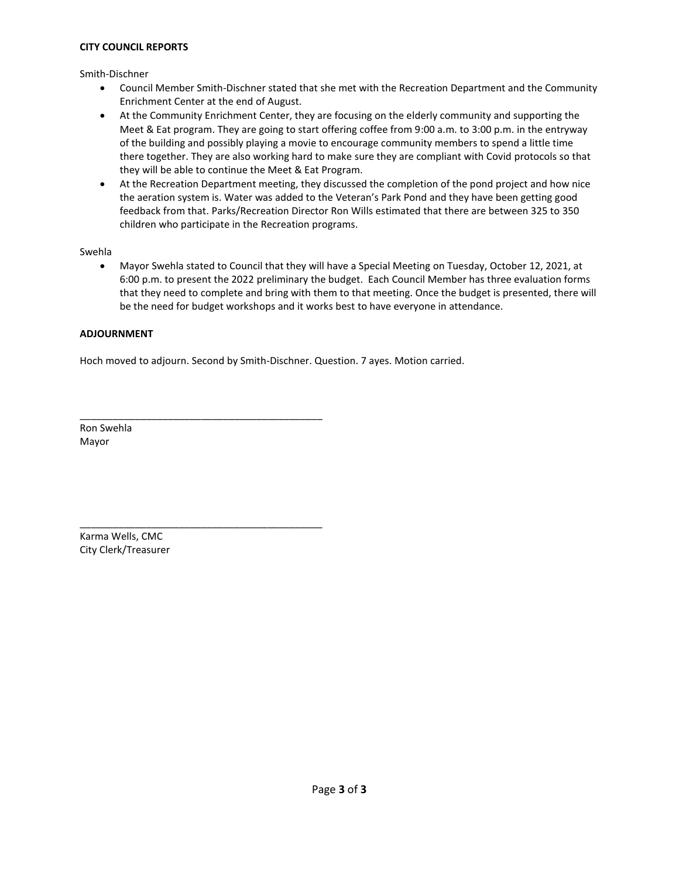**CITY COUNCIL REPORTS**

Smith-Dischner

- Council Member Smith-Dischner stated that she met with the Recreation Department and the Community Enrichment Center at the end of August.
- At the Community Enrichment Center, they are focusing on the elderly community and supporting the Meet & Eat program. They are going to start offering coffee from 9:00 a.m. to 3:00 p.m. in the entryway of the building and possibly playing a movie to encourage community members to spend a little time there together. They are also working hard to make sure they are compliant with Covid protocols so that they will be able to continue the Meet & Eat Program.
- At the Recreation Department meeting, they discussed the completion of the pond project and how nice the aeration system is. Water was added to the Veteran's Park Pond and they have been getting good feedback from that. Parks/Recreation Director Ron Wills estimated that there are between 325 to 350 children who participate in the Recreation programs.

Swehla

- Mayor Swehla stated to Council that they will have a Special Meeting on Tuesday, October 12, 2021, at 6:00 p.m. to present the 2022 preliminary the budget. Each Council Member has three evaluation forms that they need to complete and bring with them to that meeting. Once the budget is presented, there will be the need for budget workshops and it works best to have everyone in attendance.

**ADJOURNMENT**

Hoch moved to adjourn. Second by Smith-Dischner. Question. 7 ayes. Motion carried.

\_\_\_\_\_\_\_\_\_\_\_\_\_\_\_\_\_\_\_\_\_\_\_\_\_\_\_\_\_\_\_\_\_\_\_\_\_\_\_\_\_\_\_\_

Ron Swehla
Mayor

\_\_\_\_\_\_\_\_\_\_\_\_\_\_\_\_\_\_\_\_\_\_\_\_\_\_\_\_\_\_\_\_\_\_\_\_\_\_\_\_\_\_\_\_

Karma Wells, CMC
City Clerk/Treasurer